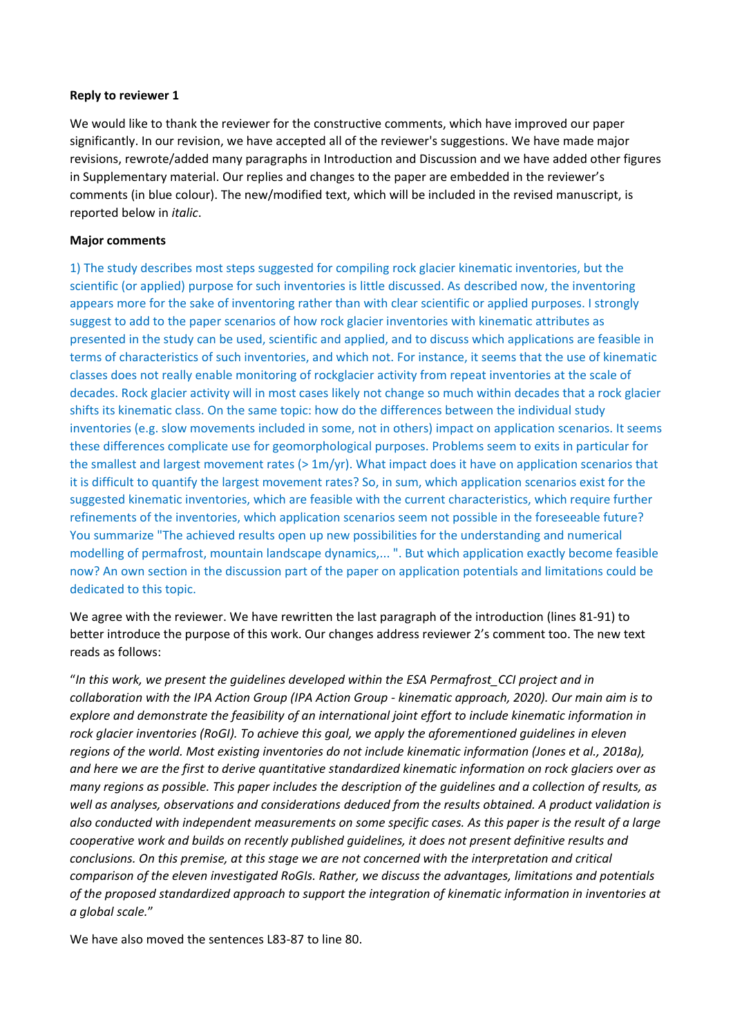**Reply to reviewer 1**

We would like to thank the reviewer for the constructive comments, which have improved our paper significantly. In our revision, we have accepted all of the reviewer's suggestions. We have made major revisions, rewrote/added many paragraphs in Introduction and Discussion and we have added other figures in Supplementary material. Our replies and changes to the paper are embedded in the reviewer's comments (in blue colour). The new/modified text, which will be included in the revised manuscript, is reported below in *italic*.

**Major comments**

1) The study describes most steps suggested for compiling rock glacier kinematic inventories, but the scientific (or applied) purpose for such inventories is little discussed. As described now, the inventoring appears more for the sake of inventoring rather than with clear scientific or applied purposes. I strongly suggest to add to the paper scenarios of how rock glacier inventories with kinematic attributes as presented in the study can be used, scientific and applied, and to discuss which applications are feasible in terms of characteristics of such inventories, and which not. For instance, it seems that the use of kinematic classes does not really enable monitoring of rockglacier activity from repeat inventories at the scale of decades. Rock glacier activity will in most cases likely not change so much within decades that a rock glacier shifts its kinematic class. On the same topic: how do the differences between the individual study inventories (e.g. slow movements included in some, not in others) impact on application scenarios. It seems these differences complicate use for geomorphological purposes. Problems seem to exits in particular for the smallest and largest movement rates (> 1m/yr). What impact does it have on application scenarios that it is difficult to quantify the largest movement rates? So, in sum, which application scenarios exist for the suggested kinematic inventories, which are feasible with the current characteristics, which require further refinements of the inventories, which application scenarios seem not possible in the foreseeable future? You summarize "The achieved results open up new possibilities for the understanding and numerical modelling of permafrost, mountain landscape dynamics,... ". But which application exactly become feasible now? An own section in the discussion part of the paper on application potentials and limitations could be dedicated to this topic.

We agree with the reviewer. We have rewritten the last paragraph of the introduction (lines 81-91) to better introduce the purpose of this work. Our changes address reviewer 2's comment too. The new text reads as follows:

"*In this work, we present the guidelines developed within the ESA Permafrost_CCI project and in collaboration with the IPA Action Group (IPA Action Group - kinematic approach, 2020). Our main aim is to explore and demonstrate the feasibility of an international joint effort to include kinematic information in rock glacier inventories (RoGI). To achieve this goal, we apply the aforementioned guidelines in eleven regions of the world. Most existing inventories do not include kinematic information (Jones et al., 2018a), and here we are the first to derive quantitative standardized kinematic information on rock glaciers over as many regions as possible. This paper includes the description of the guidelines and a collection of results, as well as analyses, observations and considerations deduced from the results obtained. A product validation is also conducted with independent measurements on some specific cases. As this paper is the result of a large cooperative work and builds on recently published guidelines, it does not present definitive results and conclusions. On this premise, at this stage we are not concerned with the interpretation and critical comparison of the eleven investigated RoGIs. Rather, we discuss the advantages, limitations and potentials of the proposed standardized approach to support the integration of kinematic information in inventories at a global scale.*"

We have also moved the sentences L83-87 to line 80.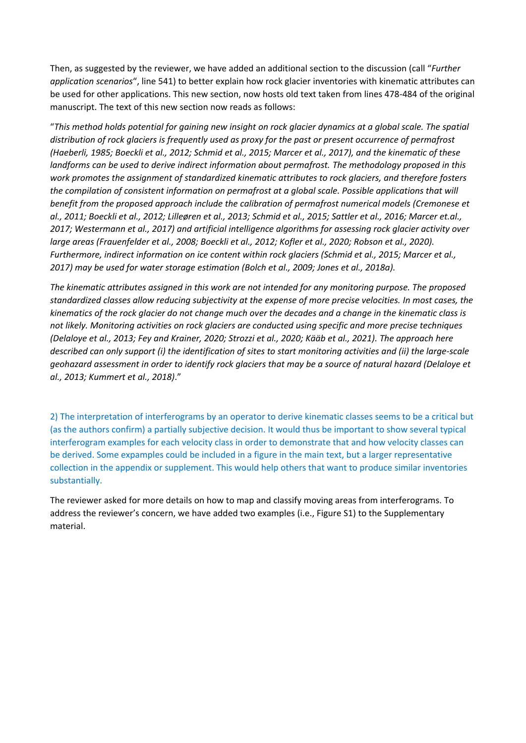Then, as suggested by the reviewer, we have added an additional section to the discussion (call "*Further application scenarios*", line 541) to better explain how rock glacier inventories with kinematic attributes can be used for other applications. This new section, now hosts old text taken from lines 478-484 of the original manuscript. The text of this new section now reads as follows:

"*This method holds potential for gaining new insight on rock glacier dynamics at a global scale. The spatial distribution of rock glaciers is frequently used as proxy for the past or present occurrence of permafrost (Haeberli, 1985; Boeckli et al., 2012; Schmid et al., 2015; Marcer et al., 2017), and the kinematic of these landforms can be used to derive indirect information about permafrost. The methodology proposed in this work promotes the assignment of standardized kinematic attributes to rock glaciers, and therefore fosters the compilation of consistent information on permafrost at a global scale. Possible applications that will benefit from the proposed approach include the calibration of permafrost numerical models (Cremonese et al., 2011; Boeckli et al., 2012; Lilleøren et al., 2013; Schmid et al., 2015; Sattler et al., 2016; Marcer et.al., 2017; Westermann et al., 2017) and artificial intelligence algorithms for assessing rock glacier activity over large areas (Frauenfelder et al., 2008; Boeckli et al., 2012; Kofler et al., 2020; Robson et al., 2020). Furthermore, indirect information on ice content within rock glaciers (Schmid et al., 2015; Marcer et al., 2017) may be used for water storage estimation (Bolch et al., 2009; Jones et al., 2018a).*

*The kinematic attributes assigned in this work are not intended for any monitoring purpose. The proposed standardized classes allow reducing subjectivity at the expense of more precise velocities. In most cases, the kinematics of the rock glacier do not change much over the decades and a change in the kinematic class is not likely. Monitoring activities on rock glaciers are conducted using specific and more precise techniques (Delaloye et al., 2013; Fey and Krainer, 2020; Strozzi et al., 2020; Kääb et al., 2021). The approach here described can only support (i) the identification of sites to start monitoring activities and (ii) the large-scale geohazard assessment in order to identify rock glaciers that may be a source of natural hazard (Delaloye et al., 2013; Kummert et al., 2018).*"

2) The interpretation of interferograms by an operator to derive kinematic classes seems to be a critical but (as the authors confirm) a partially subjective decision. It would thus be important to show several typical interferogram examples for each velocity class in order to demonstrate that and how velocity classes can be derived. Some expamples could be included in a figure in the main text, but a larger representative collection in the appendix or supplement. This would help others that want to produce similar inventories substantially.

The reviewer asked for more details on how to map and classify moving areas from interferograms. To address the reviewer's concern, we have added two examples (i.e., Figure S1) to the Supplementary material.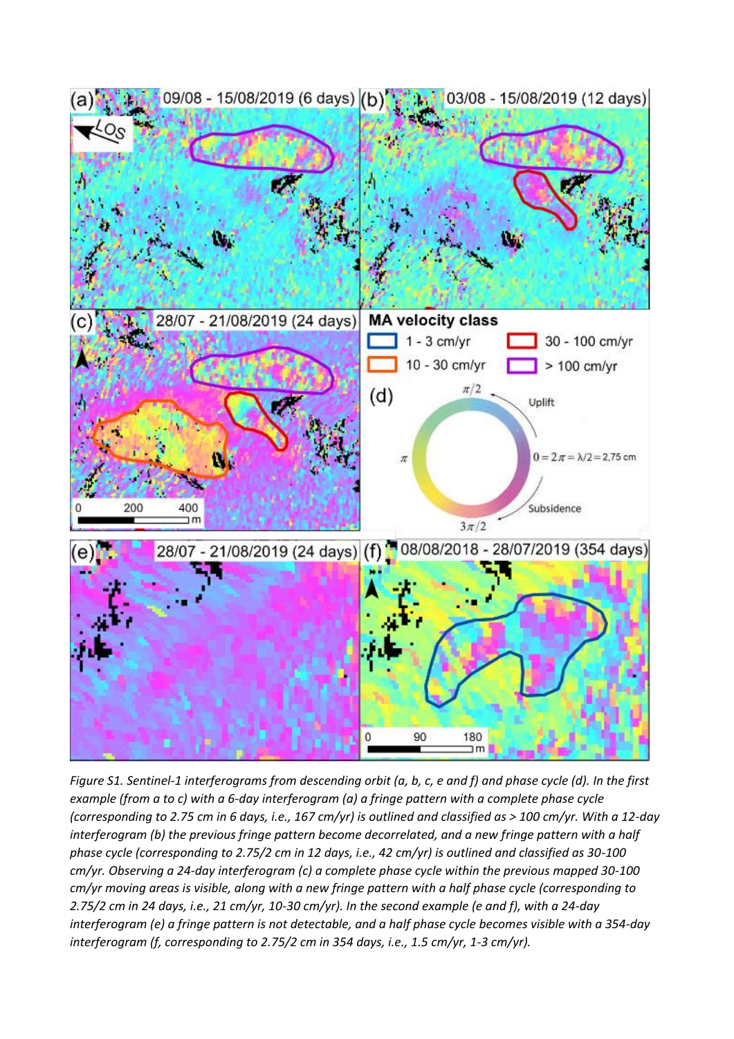*Figure S1. Sentinel-1 interferograms from descending orbit (a, b, c, e and f) and phase cycle (d). In the first example (from a to c) with a 6-day interferogram (a) a fringe pattern with a complete phase cycle (corresponding to 2.75 cm in 6 days, i.e., 167 cm/yr) is outlined and classified as > 100 cm/yr. With a 12-day interferogram (b) the previous fringe pattern become decorrelated, and a new fringe pattern with a half phase cycle (corresponding to 2.75/2 cm in 12 days, i.e., 42 cm/yr) is outlined and classified as 30-100 cm/yr. Observing a 24-day interferogram (c) a complete phase cycle within the previous mapped 30-100 cm/yr moving areas is visible, along with a new fringe pattern with a half phase cycle (corresponding to 2.75/2 cm in 24 days, i.e., 21 cm/yr, 10-30 cm/yr). In the second example (e and f), with a 24-day interferogram (e) a fringe pattern is not detectable, and a half phase cycle becomes visible with a 354-day interferogram (f, corresponding to 2.75/2 cm in 354 days, i.e., 1.5 cm/yr, 1-3 cm/yr).*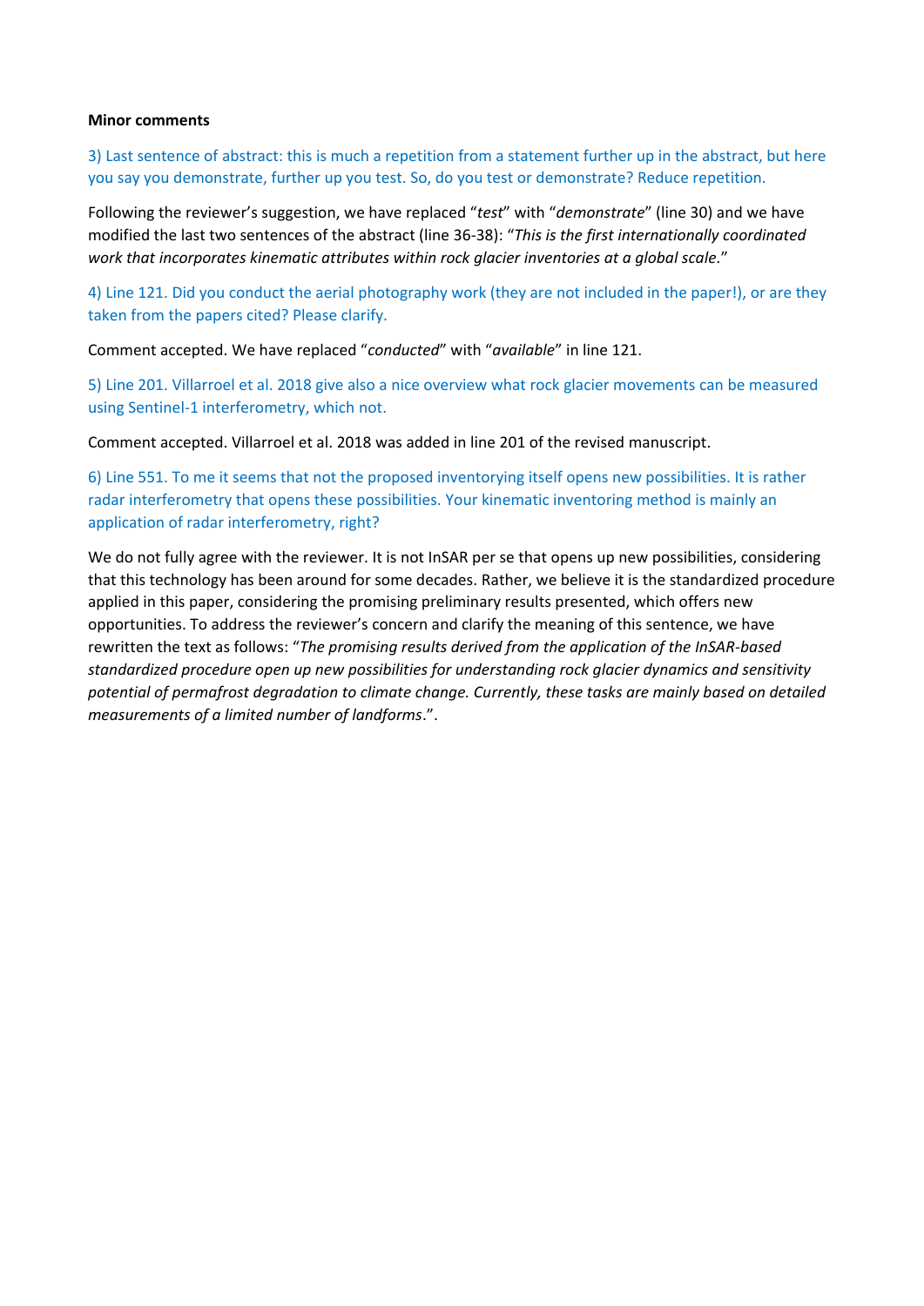**Minor comments**

3) Last sentence of abstract: this is much a repetition from a statement further up in the abstract, but here you say you demonstrate, further up you test. So, do you test or demonstrate? Reduce repetition.

Following the reviewer's suggestion, we have replaced "*test*" with "*demonstrate*" (line 30) and we have modified the last two sentences of the abstract (line 36-38): "*This is the first internationally coordinated work that incorporates kinematic attributes within rock glacier inventories at a global scale.*"

4) Line 121. Did you conduct the aerial photography work (they are not included in the paper!), or are they taken from the papers cited? Please clarify.

Comment accepted. We have replaced "*conducted*" with "*available*" in line 121.

5) Line 201. Villarroel et al. 2018 give also a nice overview what rock glacier movements can be measured using Sentinel-1 interferometry, which not.

Comment accepted. Villarroel et al. 2018 was added in line 201 of the revised manuscript.

6) Line 551. To me it seems that not the proposed inventorying itself opens new possibilities. It is rather radar interferometry that opens these possibilities. Your kinematic inventoring method is mainly an application of radar interferometry, right?

We do not fully agree with the reviewer. It is not InSAR per se that opens up new possibilities, considering that this technology has been around for some decades. Rather, we believe it is the standardized procedure applied in this paper, considering the promising preliminary results presented, which offers new opportunities. To address the reviewer's concern and clarify the meaning of this sentence, we have rewritten the text as follows: "*The promising results derived from the application of the InSAR-based standardized procedure open up new possibilities for understanding rock glacier dynamics and sensitivity potential of permafrost degradation to climate change. Currently, these tasks are mainly based on detailed measurements of a limited number of landforms*.".